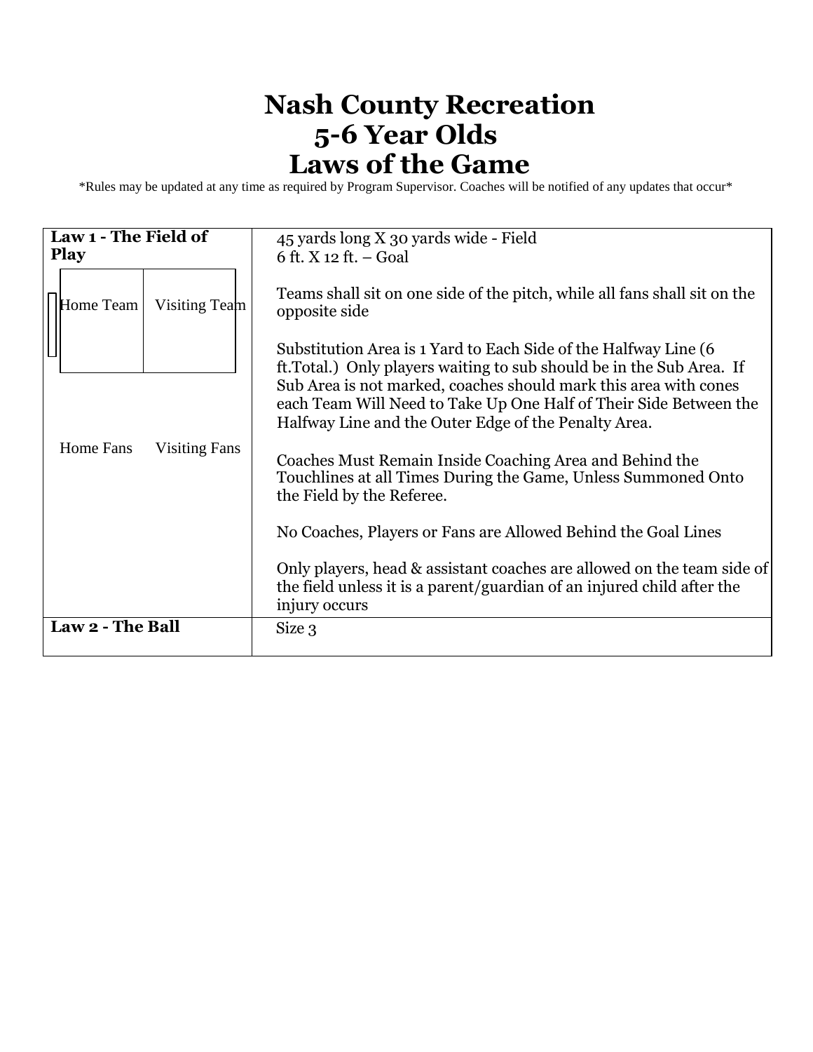# Nash County Recreation
# 5-6 Year Olds
# Laws of the Game

*Rules may be updated at any time as required by Program Supervisor. Coaches will be notified of any updates that occur*

| **Law 1 - The Field of Play** | 45 yards long X 30 yards wide - Field<br>6 ft. X 12 ft. – Goal<br><br>Teams shall sit on one side of the pitch, while all fans shall sit on the opposite side<br><br>Substitution Area is 1 Yard to Each Side of the Halfway Line (6 ft.Total.) Only players waiting to sub should be in the Sub Area. If Sub Area is not marked, coaches should mark this area with cones each Team Will Need to Take Up One Half of Their Side Between the Halfway Line and the Outer Edge of the Penalty Area.<br><br>Coaches Must Remain Inside Coaching Area and Behind the Touchlines at all Times During the Game, Unless Summoned Onto the Field by the Referee.<br><br>No Coaches, Players or Fans are Allowed Behind the Goal Lines<br><br>Only players, head & assistant coaches are allowed on the team side of the field unless it is a parent/guardian of an injured child after the injury occurs |
|---|---|
| Home Team &nbsp;&nbsp; Visiting Team<br><br>Home Fans &nbsp;&nbsp; Visiting Fans | |
| **Law 2 - The Ball** | Size 3 |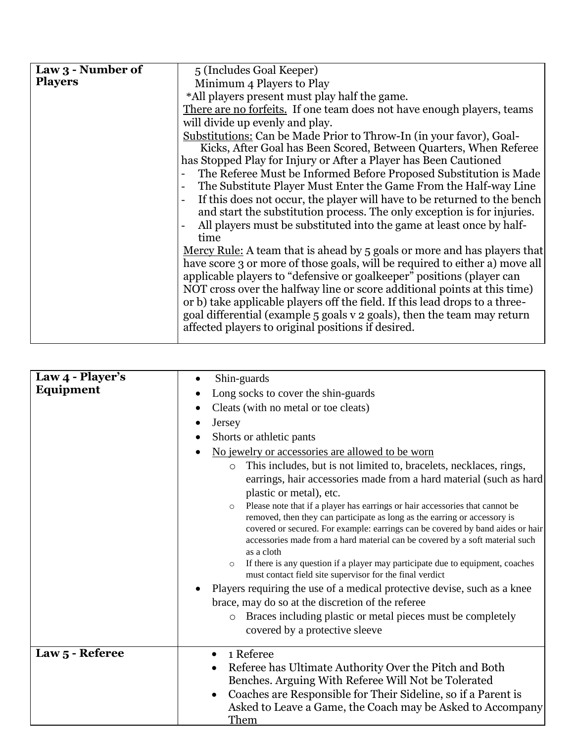| Law 3 - Number of Players | 5 (Includes Goal Keeper)<br>Minimum 4 Players to Play<br>*All players present must play half the game.<br><u>There are no forfeits.</u> If one team does not have enough players, teams will divide up evenly and play.<br><u>Substitutions:</u> Can be Made Prior to Throw-In (in your favor), Goal-Kicks, After Goal has Been Scored, Between Quarters, When Referee has Stopped Play for Injury or After a Player has Been Cautioned<br>- The Referee Must be Informed Before Proposed Substitution is Made<br>- The Substitute Player Must Enter the Game From the Half-way Line<br>- If this does not occur, the player will have to be returned to the bench and start the substitution process. The only exception is for injuries.<br>- All players must be substituted into the game at least once by half-time<br><u>Mercy Rule:</u> A team that is ahead by 5 goals or more and has players that have score 3 or more of those goals, will be required to either a) move all applicable players to "defensive or goalkeeper" positions (player can NOT cross over the halfway line or score additional points at this time) or b) take applicable players off the field. If this lead drops to a three-goal differential (example 5 goals v 2 goals), then the team may return affected players to original positions if desired. |
|---|---|

| Law 4 - Player's Equipment | • Shin-guards<br>• Long socks to cover the shin-guards<br>• Cleats (with no metal or toe cleats)<br>• Jersey<br>• Shorts or athletic pants<br>• <u>No jewelry or accessories are allowed to be worn</u><br>  ○ This includes, but is not limited to, bracelets, necklaces, rings, earrings, hair accessories made from a hard material (such as hard plastic or metal), etc.<br>  ○ Please note that if a player has earrings or hair accessories that cannot be removed, then they can participate as long as the earring or accessory is covered or secured. For example: earrings can be covered by band aides or hair accessories made from a hard material can be covered by a soft material such as a cloth<br>  ○ If there is any question if a player may participate due to equipment, coaches must contact field site supervisor for the final verdict<br>• Players requiring the use of a medical protective devise, such as a knee brace, may do so at the discretion of the referee<br>  ○ Braces including plastic or metal pieces must be completely covered by a protective sleeve |
|---|---|
| Law 5 - Referee | • 1 Referee<br>• Referee has Ultimate Authority Over the Pitch and Both Benches. Arguing With Referee Will Not be Tolerated<br>• Coaches are Responsible for Their Sideline, so if a Parent is Asked to Leave a Game, the Coach may be Asked to Accompany Them |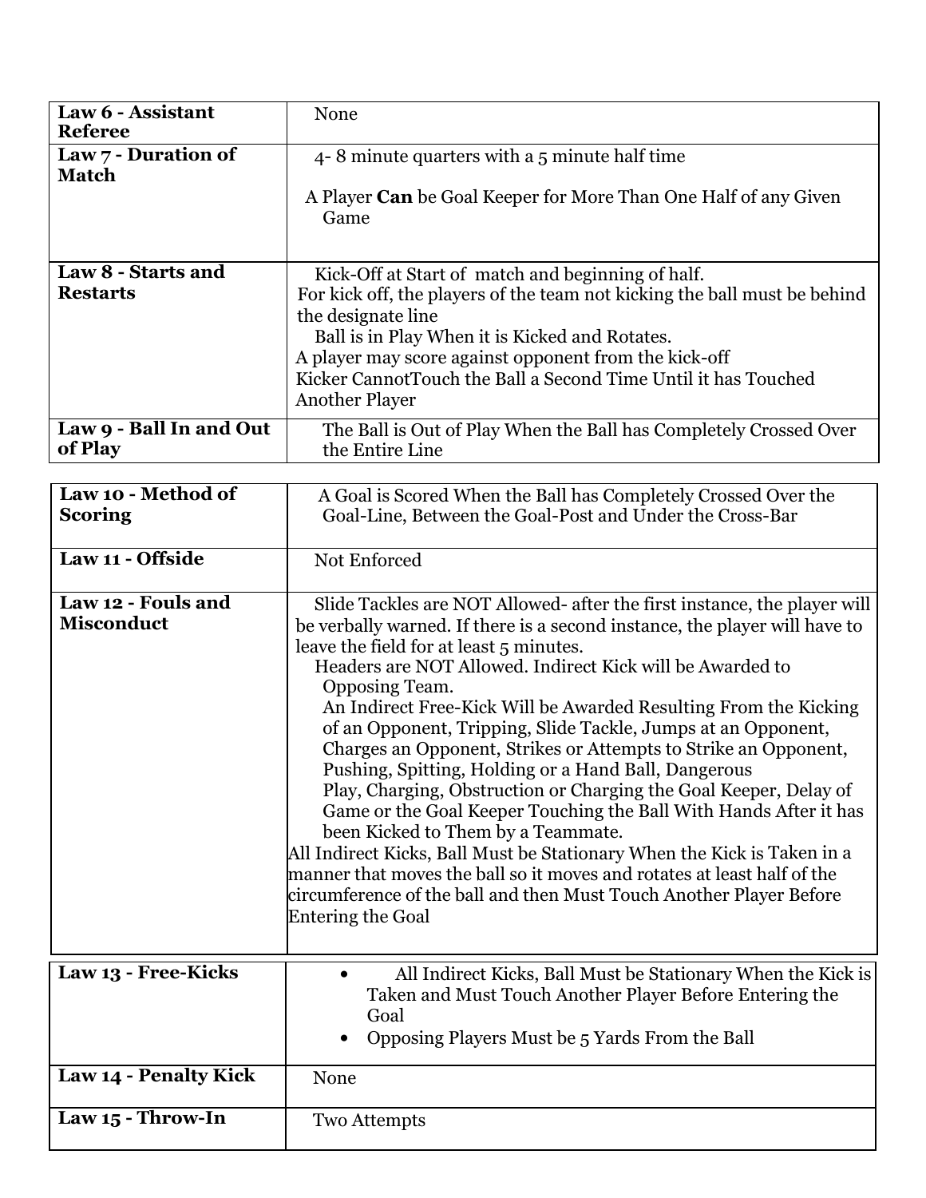| Law 6 - Assistant Referee | None |
|---|---|
| Law 7 - Duration of Match | 4- 8 minute quarters with a 5 minute half time<br><br>A Player **Can** be Goal Keeper for More Than One Half of any Given Game |
| Law 8 - Starts and Restarts | Kick-Off at Start of match and beginning of half.<br>For kick off, the players of the team not kicking the ball must be behind the designate line<br>Ball is in Play When it is Kicked and Rotates.<br>A player may score against opponent from the kick-off<br>Kicker CannotTouch the Ball a Second Time Until it has Touched Another Player |
| Law 9 - Ball In and Out of Play | The Ball is Out of Play When the Ball has Completely Crossed Over the Entire Line |

| Law 10 - Method of Scoring | A Goal is Scored When the Ball has Completely Crossed Over the Goal-Line, Between the Goal-Post and Under the Cross-Bar |
|---|---|
| Law 11 - Offside | Not Enforced |
| Law 12 - Fouls and Misconduct | Slide Tackles are NOT Allowed- after the first instance, the player will be verbally warned. If there is a second instance, the player will have to leave the field for at least 5 minutes.<br>Headers are NOT Allowed. Indirect Kick will be Awarded to Opposing Team.<br>An Indirect Free-Kick Will be Awarded Resulting From the Kicking of an Opponent, Tripping, Slide Tackle, Jumps at an Opponent, Charges an Opponent, Strikes or Attempts to Strike an Opponent, Pushing, Spitting, Holding or a Hand Ball, Dangerous Play, Charging, Obstruction or Charging the Goal Keeper, Delay of Game or the Goal Keeper Touching the Ball With Hands After it has been Kicked to Them by a Teammate.<br>All Indirect Kicks, Ball Must be Stationary When the Kick is Taken in a manner that moves the ball so it moves and rotates at least half of the circumference of the ball and then Must Touch Another Player Before Entering the Goal |

| Law 13 - Free-Kicks | • All Indirect Kicks, Ball Must be Stationary When the Kick is Taken and Must Touch Another Player Before Entering the Goal<br>• Opposing Players Must be 5 Yards From the Ball |
|---|---|
| Law 14 - Penalty Kick | None |
| Law 15 - Throw-In | Two Attempts |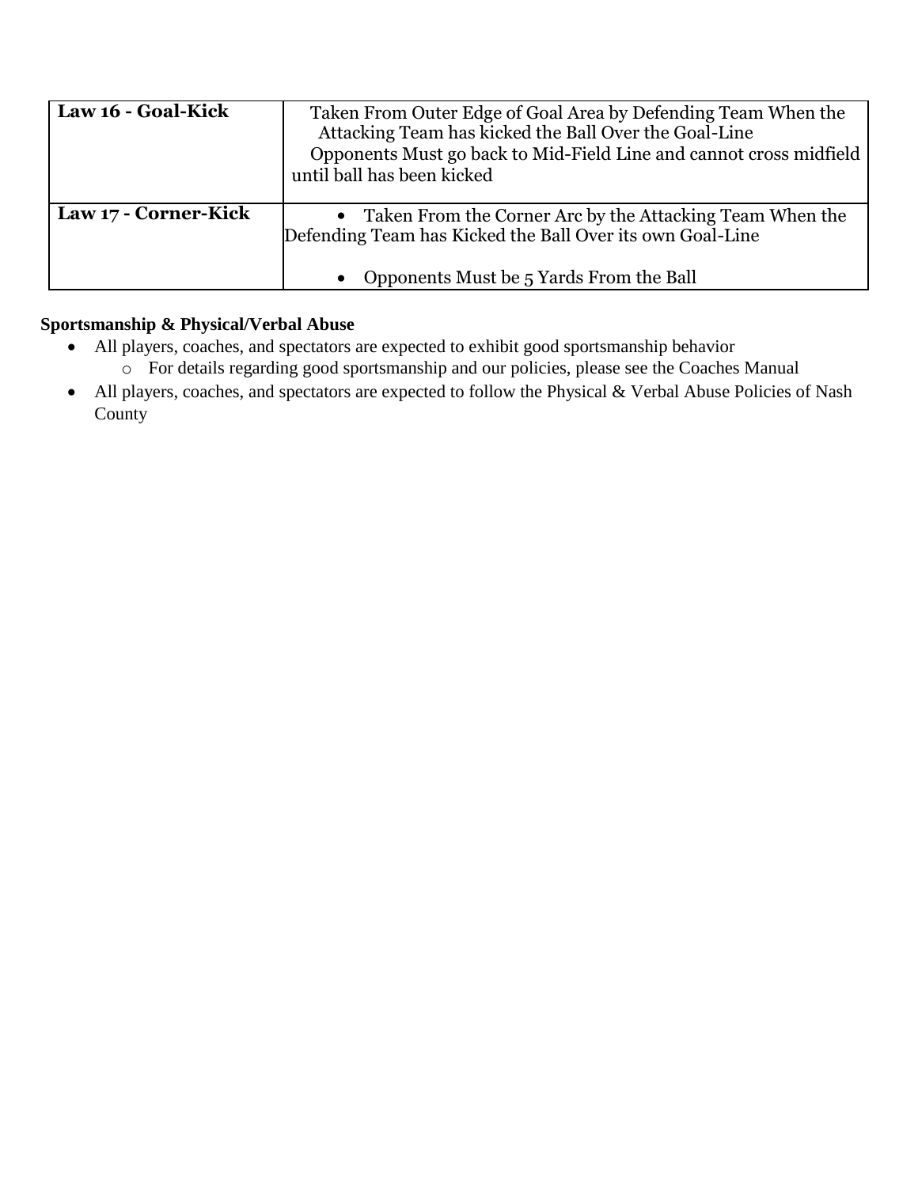| | |
|---|---|
| **Law 16 - Goal-Kick** | Taken From Outer Edge of Goal Area by Defending Team When the Attacking Team has kicked the Ball Over the Goal-Line<br>Opponents Must go back to Mid-Field Line and cannot cross midfield until ball has been kicked |
| **Law 17 - Corner-Kick** | • Taken From the Corner Arc by the Attacking Team When the Defending Team has Kicked the Ball Over its own Goal-Line<br>• Opponents Must be 5 Yards From the Ball |

**Sportsmanship & Physical/Verbal Abuse**

- All players, coaches, and spectators are expected to exhibit good sportsmanship behavior
  - For details regarding good sportsmanship and our policies, please see the Coaches Manual
- All players, coaches, and spectators are expected to follow the Physical & Verbal Abuse Policies of Nash County